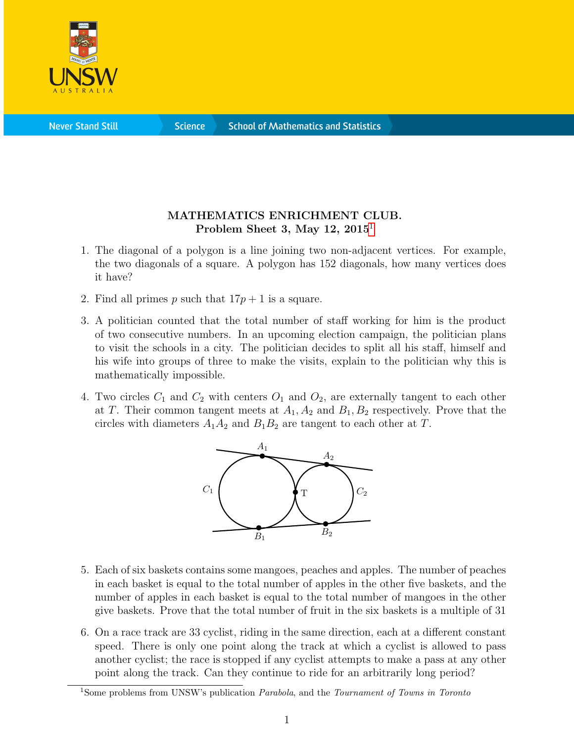**MATHEMATICS ENRICHMENT CLUB.**
**Problem Sheet 3, May 12, 2015**[1]

1. The diagonal of a polygon is a line joining two non-adjacent vertices. For example, the two diagonals of a square. A polygon has 152 diagonals, how many vertices does it have?

2. Find all primes $p$ such that $17p + 1$ is a square.

3. A politician counted that the total number of staff working for him is the product of two consecutive numbers. In an upcoming election campaign, the politician plans to visit the schools in a city. The politician decides to split all his staff, himself and his wife into groups of three to make the visits, explain to the politician why this is mathematically impossible.

4. Two circles $C_1$ and $C_2$ with centers $O_1$ and $O_2$, are externally tangent to each other at $T$. Their common tangent meets at $A_1, A_2$ and $B_1, B_2$ respectively. Prove that the circles with diameters $A_1A_2$ and $B_1B_2$ are tangent to each other at $T$.

5. Each of six baskets contains some mangoes, peaches and apples. The number of peaches in each basket is equal to the total number of apples in the other five baskets, and the number of apples in each basket is equal to the total number of mangoes in the other give baskets. Prove that the total number of fruit in the six baskets is a multiple of 31

6. On a race track are 33 cyclist, riding in the same direction, each at a different constant speed. There is only one point along the track at which a cyclist is allowed to pass another cyclist; the race is stopped if any cyclist attempts to make a pass at any other point along the track. Can they continue to ride for an arbitrarily long period?

[1] Some problems from UNSW's publication *Parabola*, and the *Tournament of Towns in Toronto*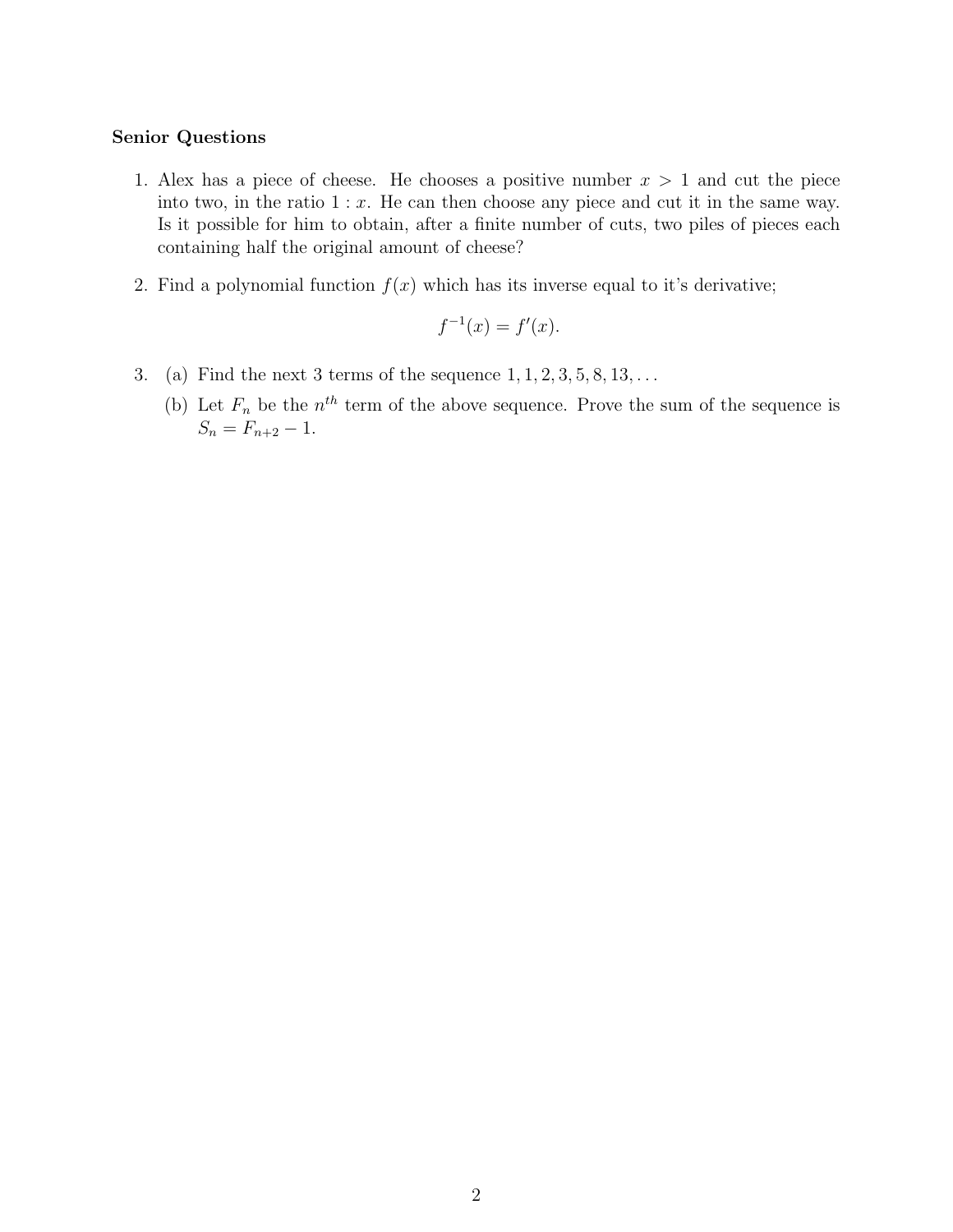**Senior Questions**

1. Alex has a piece of cheese. He chooses a positive number $x > 1$ and cut the piece into two, in the ratio $1 : x$. He can then choose any piece and cut it in the same way. Is it possible for him to obtain, after a finite number of cuts, two piles of pieces each containing half the original amount of cheese?

2. Find a polynomial function $f(x)$ which has its inverse equal to it's derivative;

$$f^{-1}(x) = f'(x).$$

3. (a) Find the next 3 terms of the sequence $1, 1, 2, 3, 5, 8, 13, \ldots$

   (b) Let $F_n$ be the $n^{th}$ term of the above sequence. Prove the sum of the sequence is $S_n = F_{n+2} - 1$.